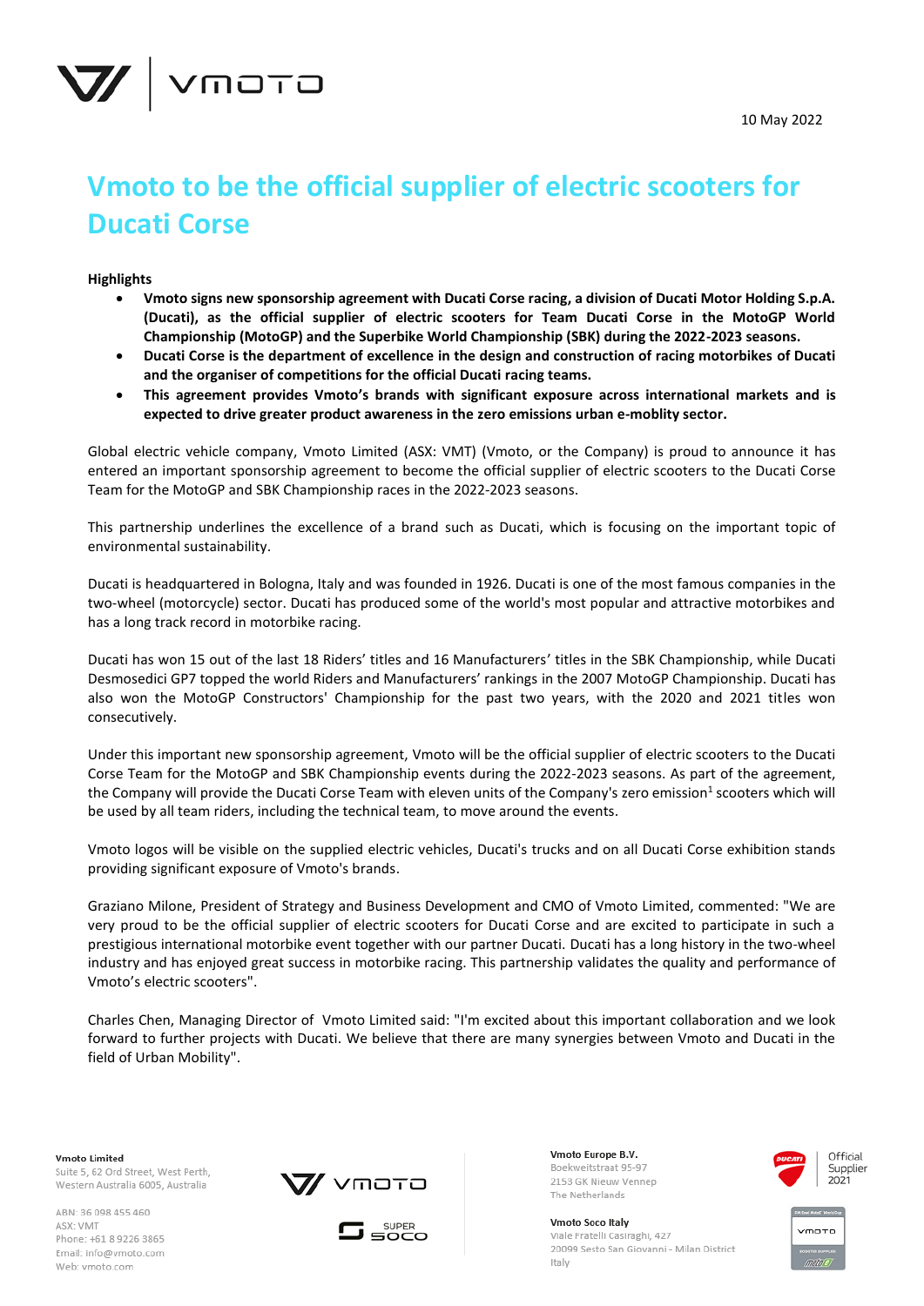10 May 2022

# Vmoto to be the official supplier of electric scooters for Ducati Corse

**Highlights**

- **Vmoto signs new sponsorship agreement with Ducati Corse racing, a division of Ducati Motor Holding S.p.A. (Ducati), as the official supplier of electric scooters for Team Ducati Corse in the MotoGP World Championship (MotoGP) and the Superbike World Championship (SBK) during the 2022-2023 seasons.**
- **Ducati Corse is the department of excellence in the design and construction of racing motorbikes of Ducati and the organiser of competitions for the official Ducati racing teams.**
- **This agreement provides Vmoto's brands with significant exposure across international markets and is expected to drive greater product awareness in the zero emissions urban e-moblity sector.**

Global electric vehicle company, Vmoto Limited (ASX: VMT) (Vmoto, or the Company) is proud to announce it has entered an important sponsorship agreement to become the official supplier of electric scooters to the Ducati Corse Team for the MotoGP and SBK Championship races in the 2022-2023 seasons.

This partnership underlines the excellence of a brand such as Ducati, which is focusing on the important topic of environmental sustainability.

Ducati is headquartered in Bologna, Italy and was founded in 1926. Ducati is one of the most famous companies in the two-wheel (motorcycle) sector. Ducati has produced some of the world's most popular and attractive motorbikes and has a long track record in motorbike racing.

Ducati has won 15 out of the last 18 Riders' titles and 16 Manufacturers' titles in the SBK Championship, while Ducati Desmosedici GP7 topped the world Riders and Manufacturers' rankings in the 2007 MotoGP Championship. Ducati has also won the MotoGP Constructors' Championship for the past two years, with the 2020 and 2021 titles won consecutively.

Under this important new sponsorship agreement, Vmoto will be the official supplier of electric scooters to the Ducati Corse Team for the MotoGP and SBK Championship events during the 2022-2023 seasons. As part of the agreement, the Company will provide the Ducati Corse Team with eleven units of the Company's zero emission[1] scooters which will be used by all team riders, including the technical team, to move around the events.

Vmoto logos will be visible on the supplied electric vehicles, Ducati's trucks and on all Ducati Corse exhibition stands providing significant exposure of Vmoto's brands.

Graziano Milone, President of Strategy and Business Development and CMO of Vmoto Limited, commented: "We are very proud to be the official supplier of electric scooters for Ducati Corse and are excited to participate in such a prestigious international motorbike event together with our partner Ducati. Ducati has a long history in the two-wheel industry and has enjoyed great success in motorbike racing. This partnership validates the quality and performance of Vmoto's electric scooters".

Charles Chen, Managing Director of Vmoto Limited said: "I'm excited about this important collaboration and we look forward to further projects with Ducati. We believe that there are many synergies between Vmoto and Ducati in the field of Urban Mobility".

**Vmoto Limited**
Suite 5, 62 Ord Street, West Perth,
Western Australia 6005, Australia

ABN: 36 098 455 460
ASX: VMT
Phone: +61 8 9226 3865
Email: info@vmoto.com
Web: vmoto.com

**Vmoto Europe B.V.**
Boekweitstraat 95-97
2153 GK Nieuw Vennep
The Netherlands

**Vmoto Soco Italy**
Viale Fratelli Casiraghi, 427
20099 Sesto San Giovanni - Milan District
Italy

Official Supplier 2021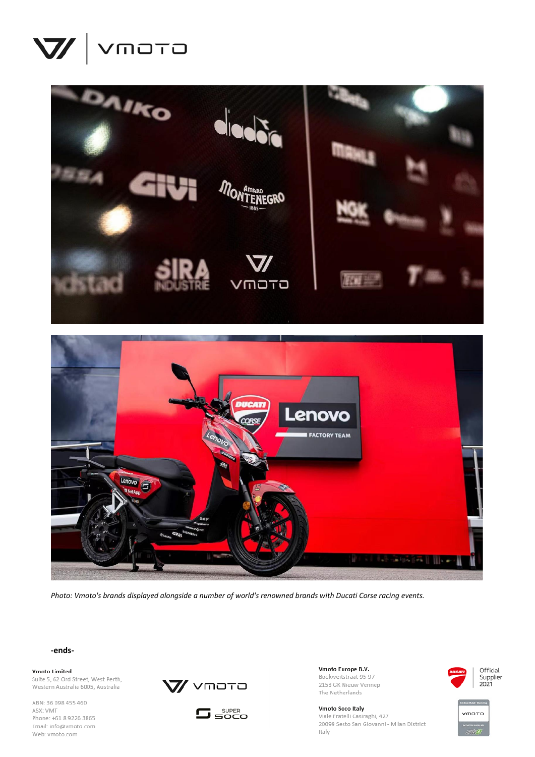*Photo: Vmoto's brands displayed alongside a number of world's renowned brands with Ducati Corse racing events.*

**-ends-**

**Vmoto Limited**
Suite 5, 62 Ord Street, West Perth,
Western Australia 6005, Australia

ABN: 36 098 455 460
ASX: VMT
Phone: +61 8 9226 3865
Email: info@vmoto.com
Web: vmoto.com

**Vmoto Europe B.V.**
Boekweitstraat 95-97
2153 GK Nieuw Vennep
The Netherlands

**Vmoto Soco Italy**
Viale Fratelli Casiraghi, 427
20099 Sesto San Giovanni - Milan District
Italy

Official Supplier 2021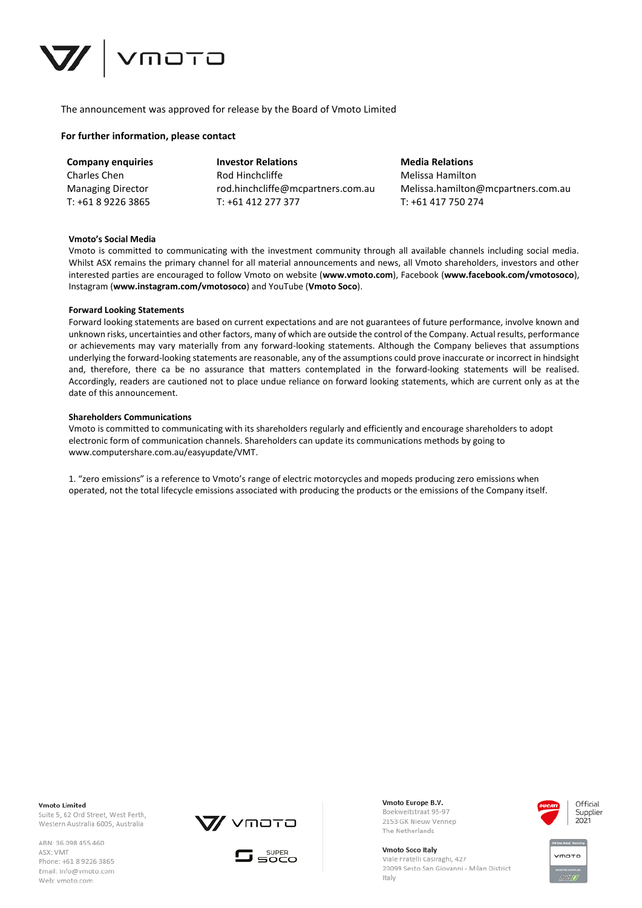The announcement was approved for release by the Board of Vmoto Limited

**For further information, please contact**

| **Company enquiries** | **Investor Relations** | **Media Relations** |
| --- | --- | --- |
| Charles Chen | Rod Hinchcliffe | Melissa Hamilton |
| Managing Director | rod.hinchcliffe@mcpartners.com.au | Melissa.hamilton@mcpartners.com.au |
| T: +61 8 9226 3865 | T: +61 412 277 377 | T: +61 417 750 274 |

**Vmoto's Social Media**

Vmoto is committed to communicating with the investment community through all available channels including social media. Whilst ASX remains the primary channel for all material announcements and news, all Vmoto shareholders, investors and other interested parties are encouraged to follow Vmoto on website (**www.vmoto.com**), Facebook (**www.facebook.com/vmotosoco**), Instagram (**www.instagram.com/vmotosoco**) and YouTube (**Vmoto Soco**).

**Forward Looking Statements**

Forward looking statements are based on current expectations and are not guarantees of future performance, involve known and unknown risks, uncertainties and other factors, many of which are outside the control of the Company. Actual results, performance or achievements may vary materially from any forward-looking statements. Although the Company believes that assumptions underlying the forward-looking statements are reasonable, any of the assumptions could prove inaccurate or incorrect in hindsight and, therefore, there ca be no assurance that matters contemplated in the forward-looking statements will be realised. Accordingly, readers are cautioned not to place undue reliance on forward looking statements, which are current only as at the date of this announcement.

**Shareholders Communications**

Vmoto is committed to communicating with its shareholders regularly and efficiently and encourage shareholders to adopt electronic form of communication channels. Shareholders can update its communications methods by going to www.computershare.com.au/easyupdate/VMT.

1. "zero emissions" is a reference to Vmoto's range of electric motorcycles and mopeds producing zero emissions when operated, not the total lifecycle emissions associated with producing the products or the emissions of the Company itself.

**Vmoto Limited**
Suite 5, 62 Ord Street, West Perth,
Western Australia 6005, Australia

ABN: 36 098 455 460
ASX: VMT
Phone: +61 8 9226 3865
Email: info@vmoto.com
Web: vmoto.com

**Vmoto Europe B.V.**
Boekweitstraat 95-97
2153 GK Nieuw Vennep
The Netherlands

**Vmoto Soco Italy**
Viale Fratelli Casiraghi, 427
20099 Sesto San Giovanni - Milan District
Italy

Official Supplier 2021